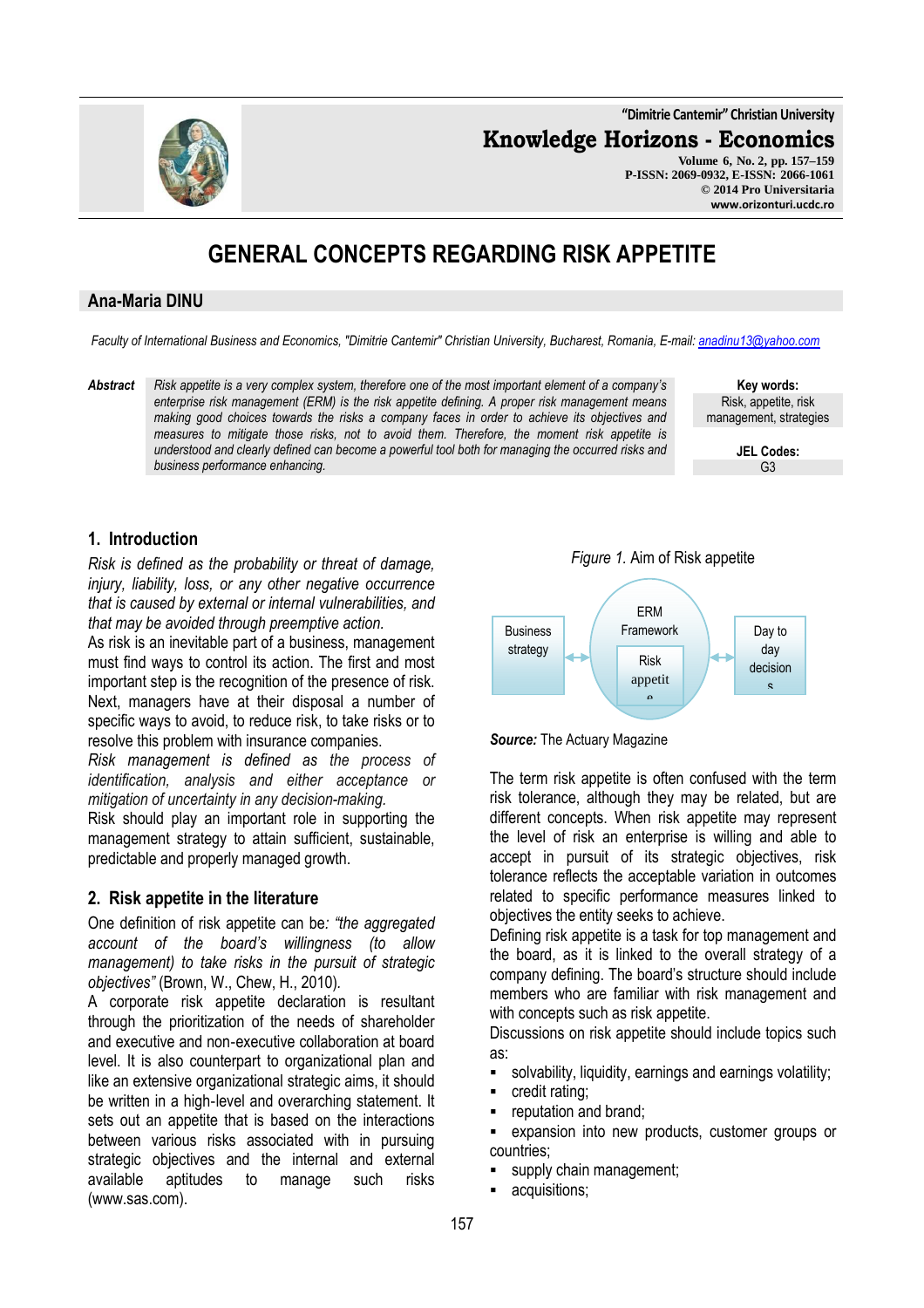# GENERAL CONCEPTS REGARDING RISK APPETITE

## Ana-Maria DINU

*Faculty of International Business and Economics, "Dimitrie Cantemir" Christian University, Bucharest, Romania, E-mail: anadinu13@yahoo.com*

**Abstract** *Risk appetite is a very complex system, therefore one of the most important element of a company's enterprise risk management (ERM) is the risk appetite defining. A proper risk management means making good choices towards the risks a company faces in order to achieve its objectives and measures to mitigate those risks, not to avoid them. Therefore, the moment risk appetite is understood and clearly defined can become a powerful tool both for managing the occurred risks and business performance enhancing.*

**Key words:** Risk, appetite, risk management, strategies

**JEL Codes:** G3

## 1. Introduction

*Risk is defined as the probability or threat of damage, injury, liability, loss, or any other negative occurrence that is caused by external or internal vulnerabilities, and that may be avoided through preemptive action.*

As risk is an inevitable part of a business, management must find ways to control its action. The first and most important step is the recognition of the presence of risk. Next, managers have at their disposal a number of specific ways to avoid, to reduce risk, to take risks or to resolve this problem with insurance companies.

*Risk management is defined as the process of identification, analysis and either acceptance or mitigation of uncertainty in any decision-making.*

Risk should play an important role in supporting the management strategy to attain sufficient, sustainable, predictable and properly managed growth.

## 2. Risk appetite in the literature

One definition of risk appetite can be*: "the aggregated account of the board's willingness (to allow management) to take risks in the pursuit of strategic objectives"* (Brown, W., Chew, H., 2010).

A corporate risk appetite declaration is resultant through the prioritization of the needs of shareholder and executive and non-executive collaboration at board level. It is also counterpart to organizational plan and like an extensive organizational strategic aims, it should be written in a high-level and overarching statement. It sets out an appetite that is based on the interactions between various risks associated with in pursuing strategic objectives and the internal and external available aptitudes to manage such risks (www.sas.com).

*Figure 1.* Aim of Risk appetite

Business strategy ↔ ERM Framework / Risk appetite ↔ Day to day decisions

***Source:*** The Actuary Magazine

The term risk appetite is often confused with the term risk tolerance, although they may be related, but are different concepts. When risk appetite may represent the level of risk an enterprise is willing and able to accept in pursuit of its strategic objectives, risk tolerance reflects the acceptable variation in outcomes related to specific performance measures linked to objectives the entity seeks to achieve.

Defining risk appetite is a task for top management and the board, as it is linked to the overall strategy of a company defining. The board's structure should include members who are familiar with risk management and with concepts such as risk appetite.

Discussions on risk appetite should include topics such as:

- solvability, liquidity, earnings and earnings volatility;
- credit rating;
- reputation and brand;
- expansion into new products, customer groups or countries;
- supply chain management;
- acquisitions;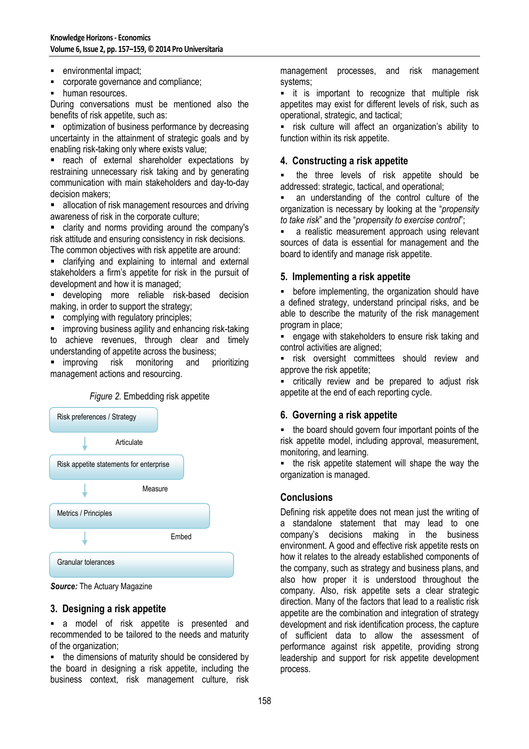- environmental impact;
- corporate governance and compliance;
- human resources.

During conversations must be mentioned also the benefits of risk appetite, such as:

- optimization of business performance by decreasing uncertainty in the attainment of strategic goals and by enabling risk-taking only where exists value;
- reach of external shareholder expectations by restraining unnecessary risk taking and by generating communication with main stakeholders and day-to-day decision makers;
- allocation of risk management resources and driving awareness of risk in the corporate culture;
- clarity and norms providing around the company's risk attitude and ensuring consistency in risk decisions.

The common objectives with risk appetite are around:

- clarifying and explaining to internal and external stakeholders a firm's appetite for risk in the pursuit of development and how it is managed;
- developing more reliable risk-based decision making, in order to support the strategy;
- complying with regulatory principles;
- improving business agility and enhancing risk-taking to achieve revenues, through clear and timely understanding of appetite across the business;
- improving risk monitoring and prioritizing management actions and resourcing.

*Figure 2.* Embedding risk appetite

Risk preferences / Strategy
↓ Articulate
Risk appetite statements for enterprise
↓ Measure
Metrics / Principles
↓ Embed
Granular tolerances

***Source:*** The Actuary Magazine

## 3. Designing a risk appetite

- a model of risk appetite is presented and recommended to be tailored to the needs and maturity of the organization;
- the dimensions of maturity should be considered by the board in designing a risk appetite, including the business context, risk management culture, risk management processes, and risk management systems;
- it is important to recognize that multiple risk appetites may exist for different levels of risk, such as operational, strategic, and tactical;
- risk culture will affect an organization's ability to function within its risk appetite.

## 4. Constructing a risk appetite

- the three levels of risk appetite should be addressed: strategic, tactical, and operational;
- an understanding of the control culture of the organization is necessary by looking at the "*propensity to take risk*" and the "*propensity to exercise control*";
- a realistic measurement approach using relevant sources of data is essential for management and the board to identify and manage risk appetite.

## 5. Implementing a risk appetite

- before implementing, the organization should have a defined strategy, understand principal risks, and be able to describe the maturity of the risk management program in place;
- engage with stakeholders to ensure risk taking and control activities are aligned;
- risk oversight committees should review and approve the risk appetite;
- critically review and be prepared to adjust risk appetite at the end of each reporting cycle.

## 6. Governing a risk appetite

- the board should govern four important points of the risk appetite model, including approval, measurement, monitoring, and learning.
- the risk appetite statement will shape the way the organization is managed.

## Conclusions

Defining risk appetite does not mean just the writing of a standalone statement that may lead to one company's decisions making in the business environment. A good and effective risk appetite rests on how it relates to the already established components of the company, such as strategy and business plans, and also how proper it is understood throughout the company. Also, risk appetite sets a clear strategic direction. Many of the factors that lead to a realistic risk appetite are the combination and integration of strategy development and risk identification process, the capture of sufficient data to allow the assessment of performance against risk appetite, providing strong leadership and support for risk appetite development process.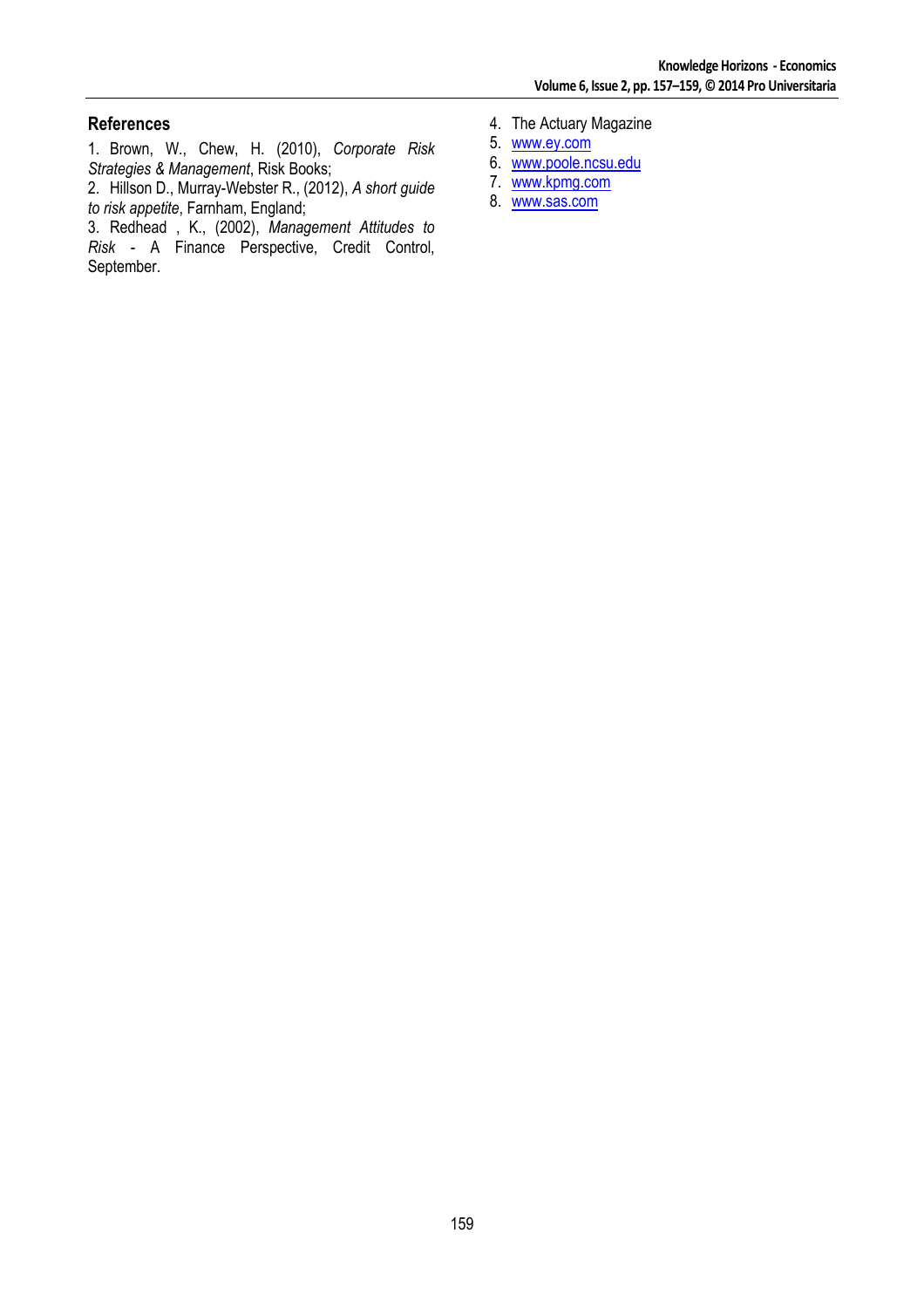## References

1. Brown, W., Chew, H. (2010), *Corporate Risk Strategies & Management*, Risk Books;
2. Hillson D., Murray-Webster R., (2012), *A short guide to risk appetite*, Farnham, England;
3. Redhead , K., (2002), *Management Attitudes to Risk* - A Finance Perspective, Credit Control, September.
4. The Actuary Magazine
5. www.ey.com
6. www.poole.ncsu.edu
7. www.kpmg.com
8. www.sas.com